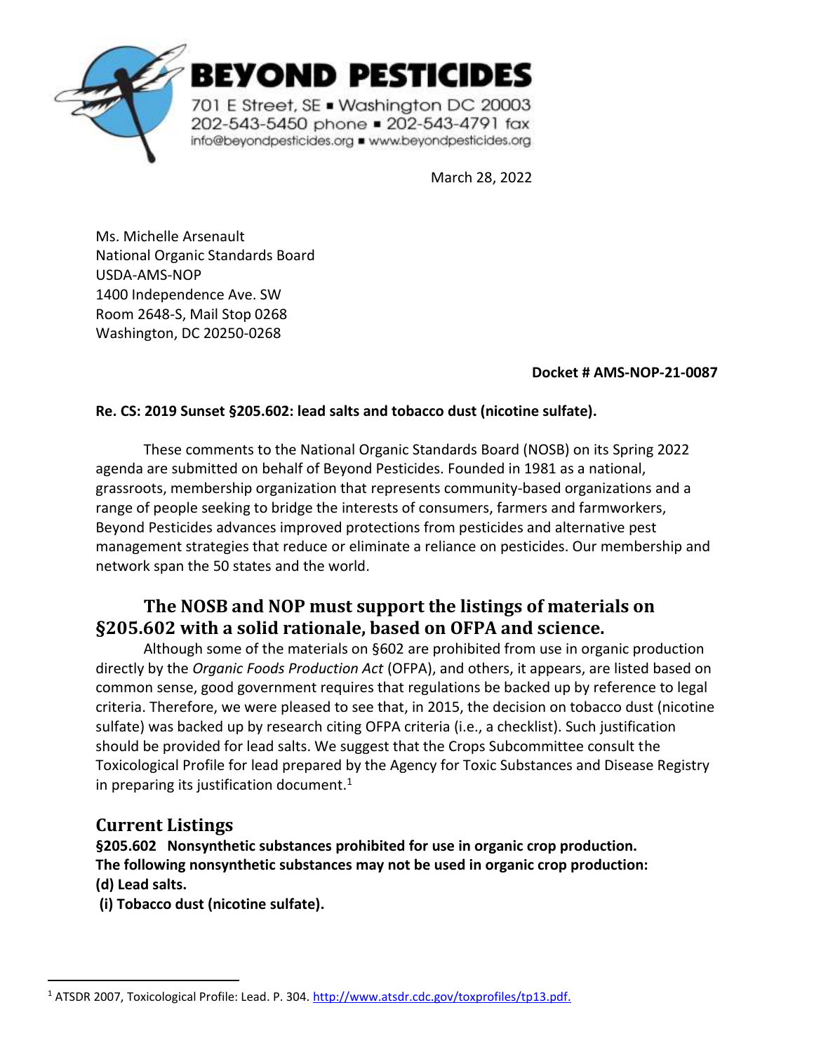**BEYOND PESTICIDES**

701 E Street, SE ■ Washington DC 20003
202-543-5450 phone ■ 202-543-4791 fax
info@beyondpesticides.org ■ www.beyondpesticides.org

March 28, 2022

Ms. Michelle Arsenault
National Organic Standards Board
USDA-AMS-NOP
1400 Independence Ave. SW
Room 2648-S, Mail Stop 0268
Washington, DC 20250-0268

**Docket # AMS-NOP-21-0087**

**Re. CS: 2019 Sunset §205.602: lead salts and tobacco dust (nicotine sulfate).**

These comments to the National Organic Standards Board (NOSB) on its Spring 2022 agenda are submitted on behalf of Beyond Pesticides. Founded in 1981 as a national, grassroots, membership organization that represents community-based organizations and a range of people seeking to bridge the interests of consumers, farmers and farmworkers, Beyond Pesticides advances improved protections from pesticides and alternative pest management strategies that reduce or eliminate a reliance on pesticides. Our membership and network span the 50 states and the world.

## The NOSB and NOP must support the listings of materials on §205.602 with a solid rationale, based on OFPA and science.

Although some of the materials on §602 are prohibited from use in organic production directly by the *Organic Foods Production Act* (OFPA), and others, it appears, are listed based on common sense, good government requires that regulations be backed up by reference to legal criteria. Therefore, we were pleased to see that, in 2015, the decision on tobacco dust (nicotine sulfate) was backed up by research citing OFPA criteria (i.e., a checklist). Such justification should be provided for lead salts. We suggest that the Crops Subcommittee consult the Toxicological Profile for lead prepared by the Agency for Toxic Substances and Disease Registry in preparing its justification document.[1]

## Current Listings

**§205.602 Nonsynthetic substances prohibited for use in organic crop production.**
**The following nonsynthetic substances may not be used in organic crop production:**
**(d) Lead salts.**
**(i) Tobacco dust (nicotine sulfate).**

[1] ATSDR 2007, Toxicological Profile: Lead. P. 304. http://www.atsdr.cdc.gov/toxprofiles/tp13.pdf.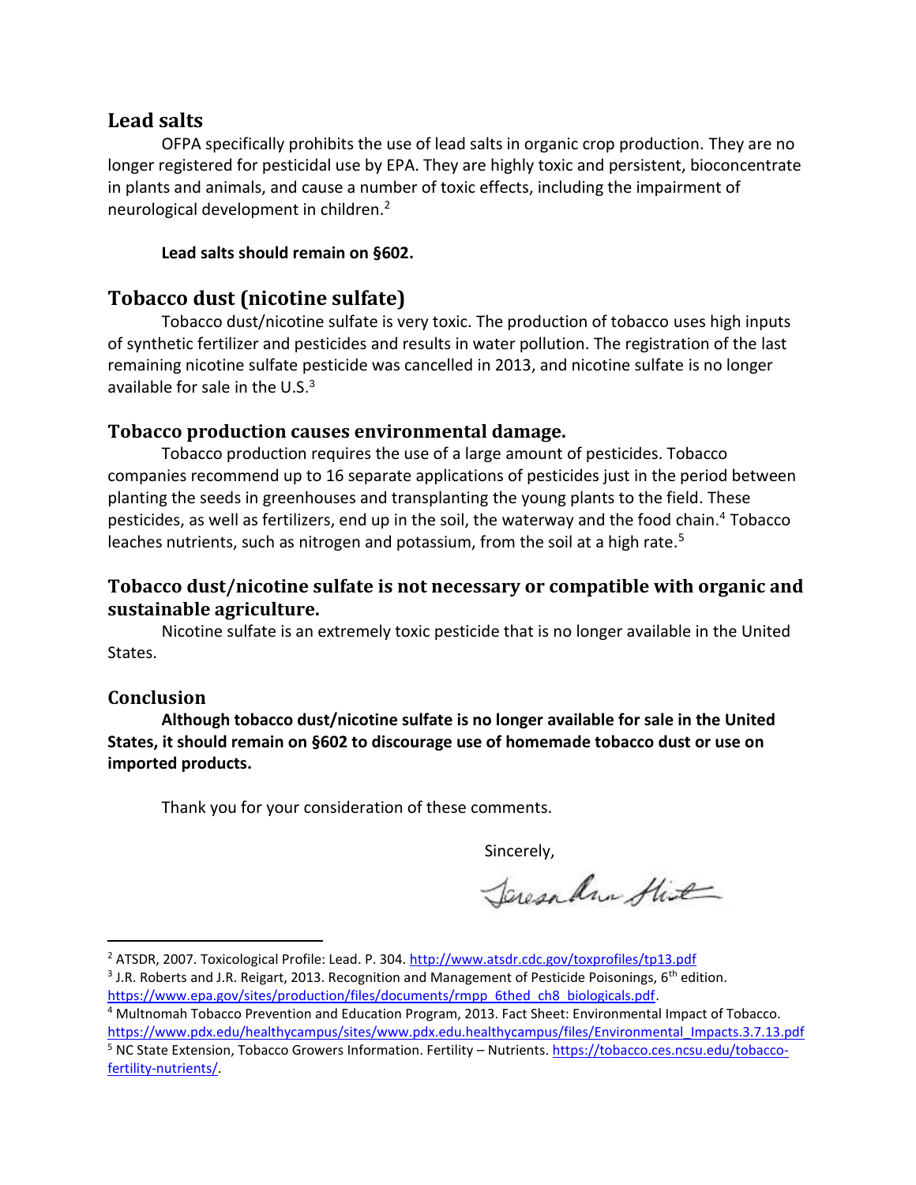## Lead salts

OFPA specifically prohibits the use of lead salts in organic crop production. They are no longer registered for pesticidal use by EPA. They are highly toxic and persistent, bioconcentrate in plants and animals, and cause a number of toxic effects, including the impairment of neurological development in children.[2]

**Lead salts should remain on §602.**

## Tobacco dust (nicotine sulfate)

Tobacco dust/nicotine sulfate is very toxic. The production of tobacco uses high inputs of synthetic fertilizer and pesticides and results in water pollution. The registration of the last remaining nicotine sulfate pesticide was cancelled in 2013, and nicotine sulfate is no longer available for sale in the U.S.[3]

### Tobacco production causes environmental damage.

Tobacco production requires the use of a large amount of pesticides. Tobacco companies recommend up to 16 separate applications of pesticides just in the period between planting the seeds in greenhouses and transplanting the young plants to the field. These pesticides, as well as fertilizers, end up in the soil, the waterway and the food chain.[4] Tobacco leaches nutrients, such as nitrogen and potassium, from the soil at a high rate.[5]

### Tobacco dust/nicotine sulfate is not necessary or compatible with organic and sustainable agriculture.

Nicotine sulfate is an extremely toxic pesticide that is no longer available in the United States.

### Conclusion

**Although tobacco dust/nicotine sulfate is no longer available for sale in the United States, it should remain on §602 to discourage use of homemade tobacco dust or use on imported products.**

Thank you for your consideration of these comments.

Sincerely,

Teresa Ann Hirt

---

[2] ATSDR, 2007. Toxicological Profile: Lead. P. 304. http://www.atsdr.cdc.gov/toxprofiles/tp13.pdf

[3] J.R. Roberts and J.R. Reigart, 2013. Recognition and Management of Pesticide Poisonings, 6th edition. https://www.epa.gov/sites/production/files/documents/rmpp_6thed_ch8_biologicals.pdf.

[4] Multnomah Tobacco Prevention and Education Program, 2013. Fact Sheet: Environmental Impact of Tobacco. https://www.pdx.edu/healthycampus/sites/www.pdx.edu.healthycampus/files/Environmental_Impacts.3.7.13.pdf

[5] NC State Extension, Tobacco Growers Information. Fertility – Nutrients. https://tobacco.ces.ncsu.edu/tobacco-fertility-nutrients/.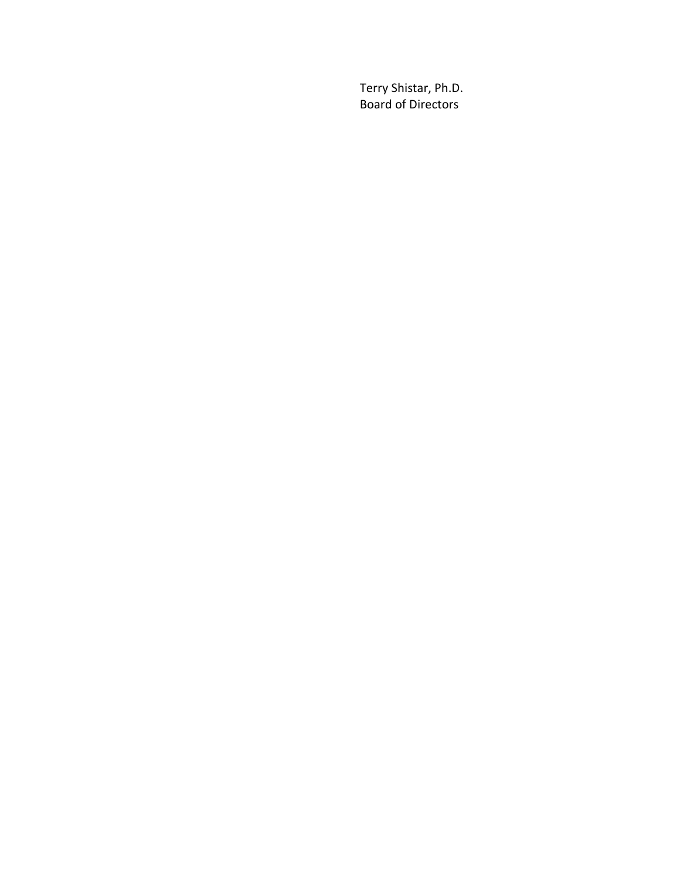Terry Shistar, Ph.D.
Board of Directors